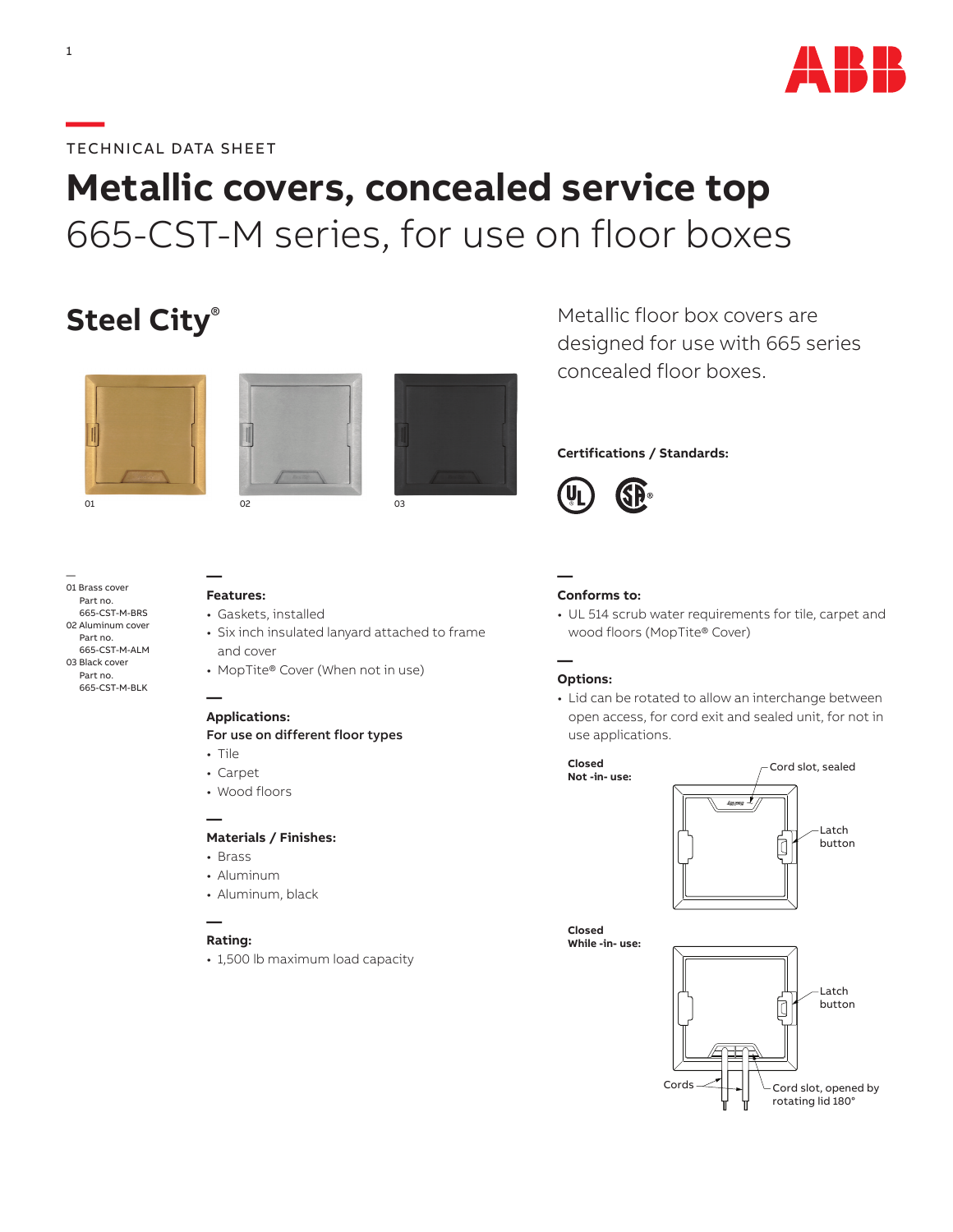TECHNICAL DATA SHEET

# Metallic covers, concealed service top

## 665-CST-M series, for use on floor boxes

## Steel City®

Metallic floor box covers are designed for use with 665 series concealed floor boxes.

01

02

03

**Certifications / Standards:**

01 Brass cover
Part no.
665-CST-M-BRS

02 Aluminum cover
Part no.
665-CST-M-ALM

03 Black cover
Part no.
665-CST-M-BLK

### Features:

- Gaskets, installed
- Six inch insulated lanyard attached to frame and cover
- MopTite® Cover (When not in use)

### Applications:

**For use on different floor types**

- Tile
- Carpet
- Wood floors

### Materials / Finishes:

- Brass
- Aluminum
- Aluminum, black

### Rating:

- 1,500 lb maximum load capacity

### Conforms to:

- UL 514 scrub water requirements for tile, carpet and wood floors (MopTite® Cover)

### Options:

- Lid can be rotated to allow an interchange between open access, for cord exit and sealed unit, for not in use applications.

**Closed**
**Not -in- use:**

Cord slot, sealed

Latch button

**Closed**
**While -in- use:**

Latch button

Cords

Cord slot, opened by rotating lid 180°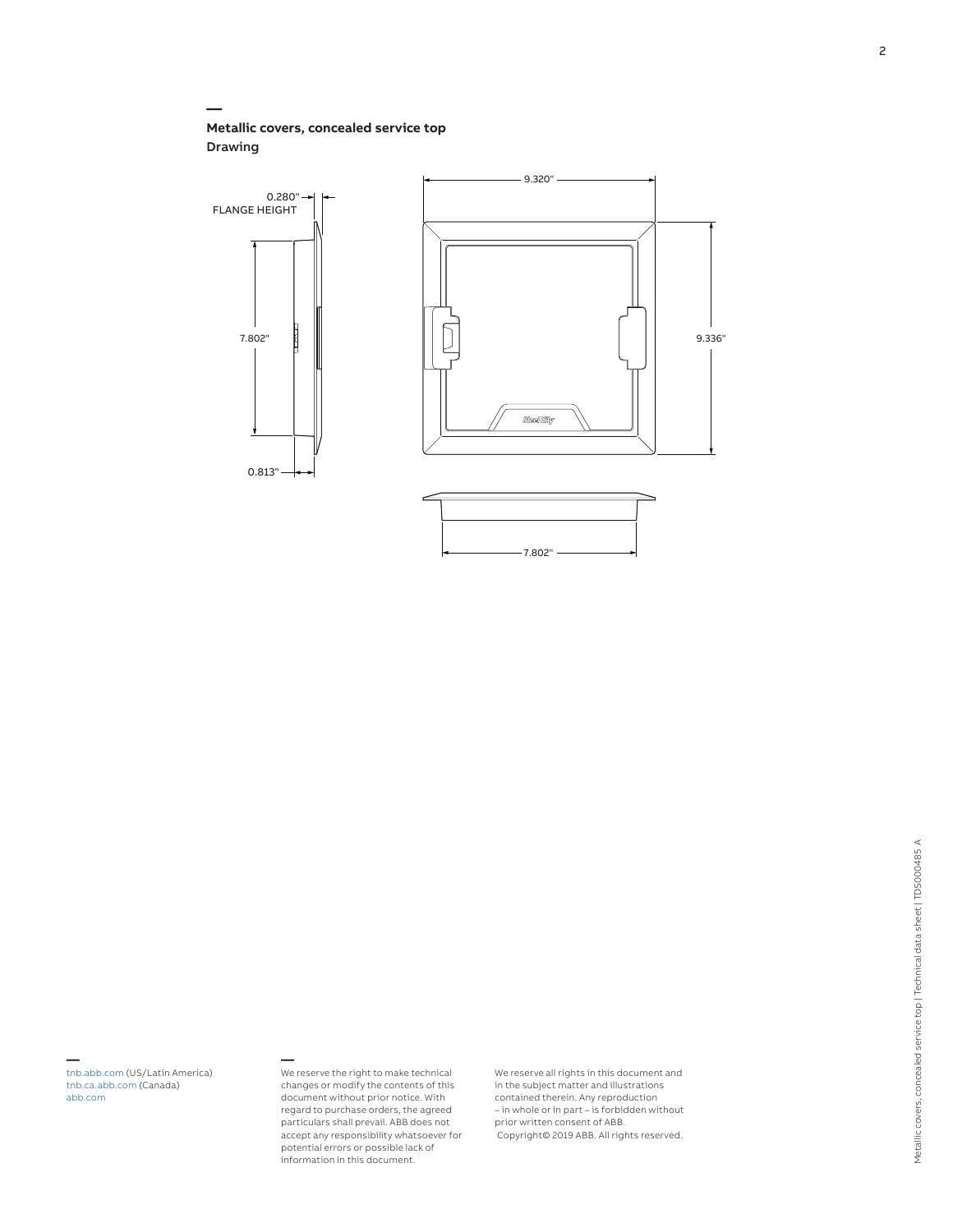## Metallic covers, concealed service top

### Drawing

0.280"
FLANGE HEIGHT

7.802"

0.813"

9.320"

9.336"

Steel City

7.802"

tnb.abb.com (US/Latin America)
tnb.ca.abb.com (Canada)
abb.com

We reserve the right to make technical changes or modify the contents of this document without prior notice. With regard to purchase orders, the agreed particulars shall prevail. ABB does not accept any responsibility whatsoever for potential errors or possible lack of information in this document.

We reserve all rights in this document and in the subject matter and illustrations contained therein. Any reproduction – in whole or in part – is forbidden without prior written consent of ABB.
Copyright© 2019 ABB. All rights reserved.

Metallic covers, concealed service top | Technical data sheet | TDS000485 A